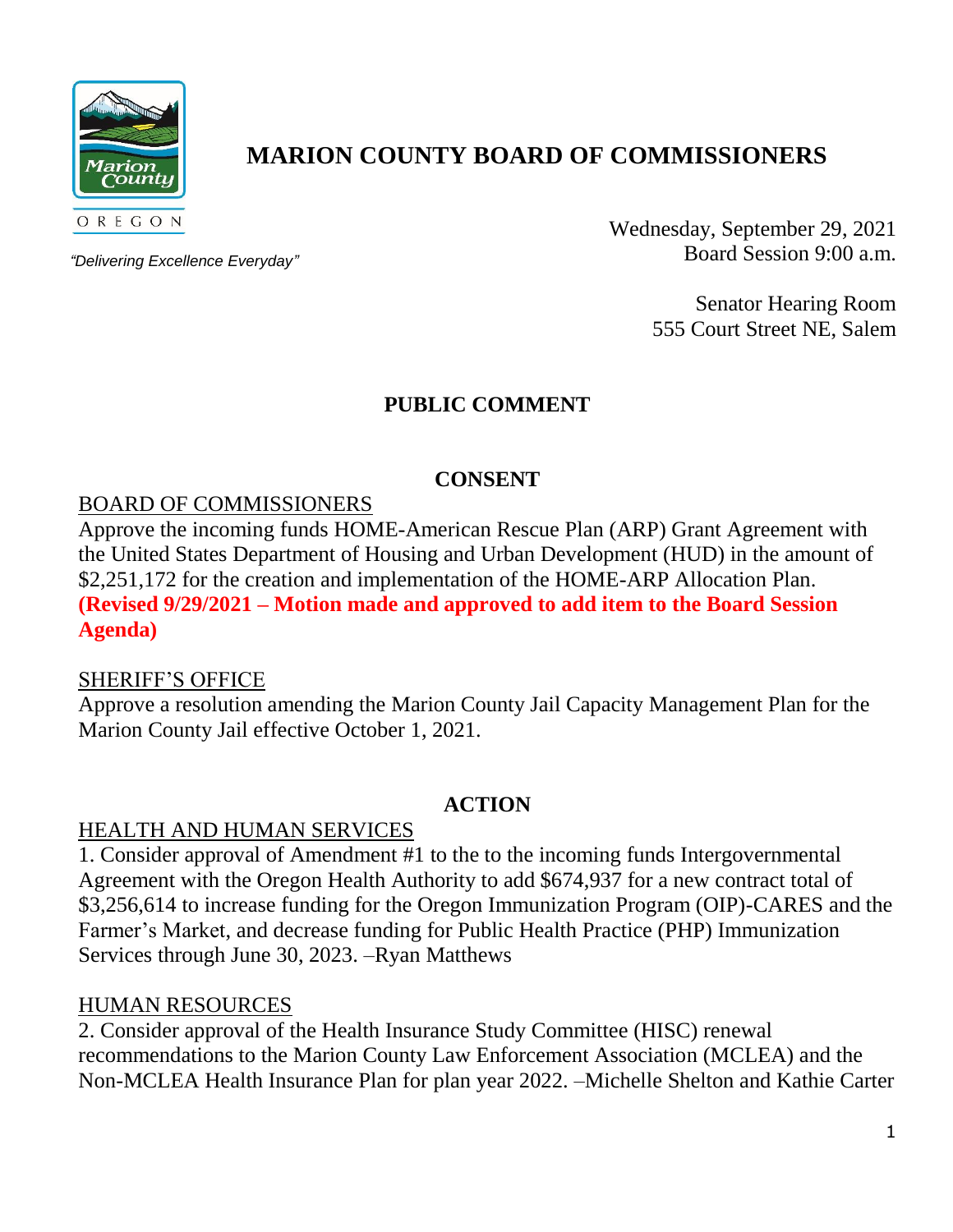# MARION COUNTY BOARD OF COMMISSIONERS

OREGON

*"Delivering Excellence Everyday"*

Wednesday, September 29, 2021
Board Session 9:00 a.m.

Senator Hearing Room
555 Court Street NE, Salem

## PUBLIC COMMENT

## CONSENT

BOARD OF COMMISSIONERS

Approve the incoming funds HOME-American Rescue Plan (ARP) Grant Agreement with the United States Department of Housing and Urban Development (HUD) in the amount of $2,251,172 for the creation and implementation of the HOME-ARP Allocation Plan. **(Revised 9/29/2021 – Motion made and approved to add item to the Board Session Agenda)**

SHERIFF'S OFFICE

Approve a resolution amending the Marion County Jail Capacity Management Plan for the Marion County Jail effective October 1, 2021.

## ACTION

HEALTH AND HUMAN SERVICES

1. Consider approval of Amendment #1 to the to the incoming funds Intergovernmental Agreement with the Oregon Health Authority to add $674,937 for a new contract total of $3,256,614 to increase funding for the Oregon Immunization Program (OIP)-CARES and the Farmer's Market, and decrease funding for Public Health Practice (PHP) Immunization Services through June 30, 2023. –Ryan Matthews

HUMAN RESOURCES

2. Consider approval of the Health Insurance Study Committee (HISC) renewal recommendations to the Marion County Law Enforcement Association (MCLEA) and the Non-MCLEA Health Insurance Plan for plan year 2022. –Michelle Shelton and Kathie Carter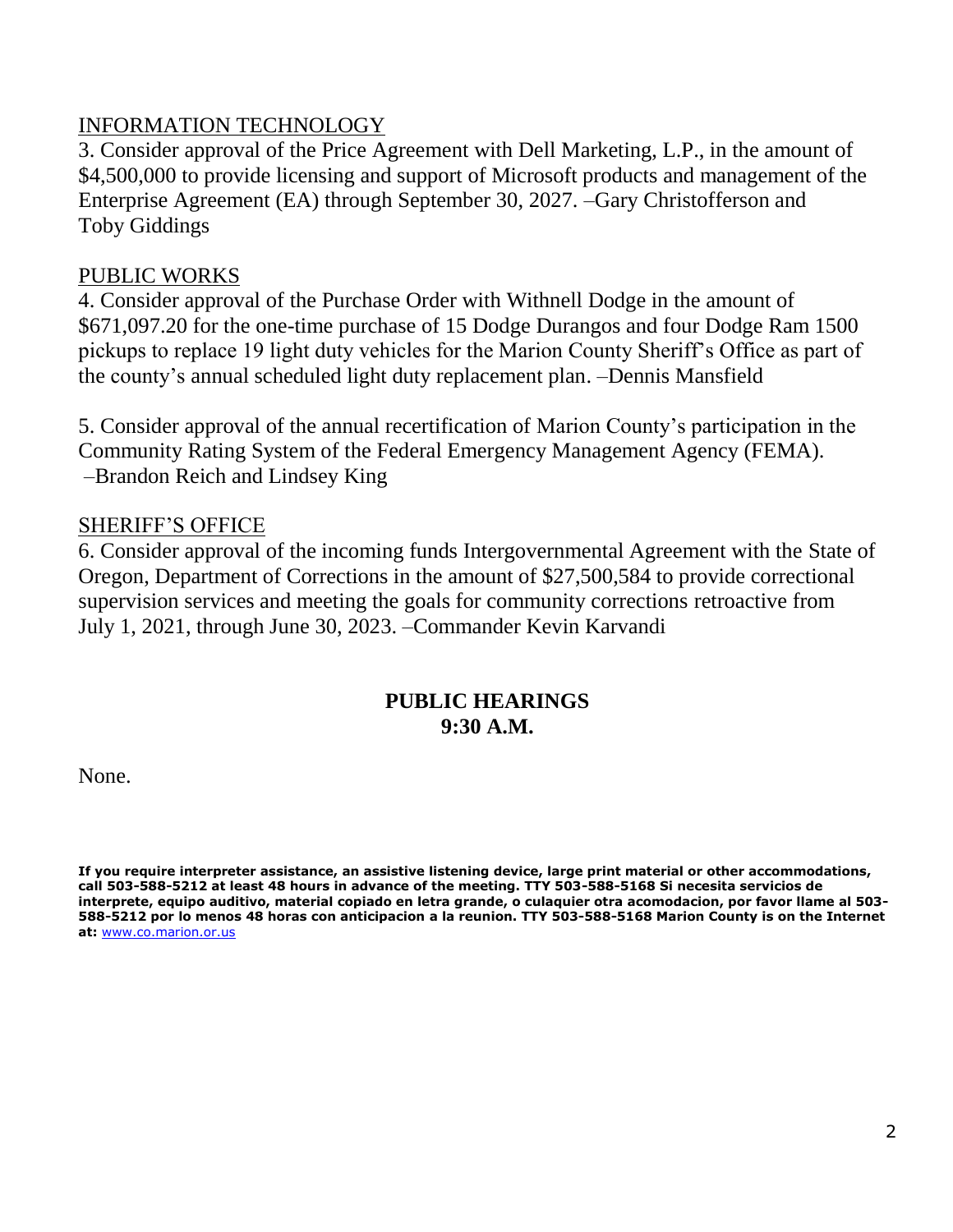INFORMATION TECHNOLOGY

3. Consider approval of the Price Agreement with Dell Marketing, L.P., in the amount of $4,500,000 to provide licensing and support of Microsoft products and management of the Enterprise Agreement (EA) through September 30, 2027. –Gary Christofferson and Toby Giddings

PUBLIC WORKS

4. Consider approval of the Purchase Order with Withnell Dodge in the amount of $671,097.20 for the one-time purchase of 15 Dodge Durangos and four Dodge Ram 1500 pickups to replace 19 light duty vehicles for the Marion County Sheriff's Office as part of the county's annual scheduled light duty replacement plan. –Dennis Mansfield

5. Consider approval of the annual recertification of Marion County's participation in the Community Rating System of the Federal Emergency Management Agency (FEMA). –Brandon Reich and Lindsey King

SHERIFF'S OFFICE

6. Consider approval of the incoming funds Intergovernmental Agreement with the State of Oregon, Department of Corrections in the amount of $27,500,584 to provide correctional supervision services and meeting the goals for community corrections retroactive from July 1, 2021, through June 30, 2023. –Commander Kevin Karvandi

## PUBLIC HEARINGS
## 9:30 A.M.

None.

**If you require interpreter assistance, an assistive listening device, large print material or other accommodations, call 503-588-5212 at least 48 hours in advance of the meeting. TTY 503-588-5168 Si necesita servicios de interprete, equipo auditivo, material copiado en letra grande, o culaquier otra acomodacion, por favor llame al 503-588-5212 por lo menos 48 horas con anticipacion a la reunion. TTY 503-588-5168 Marion County is on the Internet at:** www.co.marion.or.us